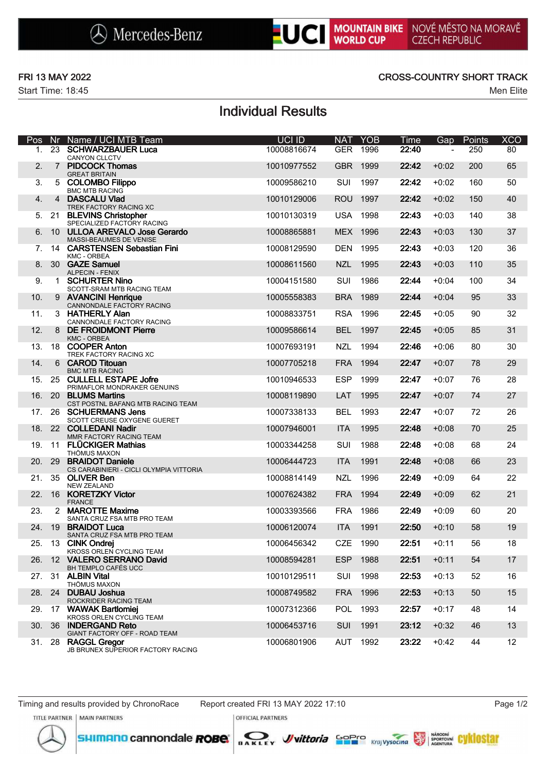Mercedes-Benz | UCI MOUNTAIN BIKE WORLD CUP | NOVÉ MĚSTO NA MORAVĚ CZECH REPUBLIC

FRI 13 MAY 2022

Start Time: 18:45

CROSS-COUNTRY SHORT TRACK

Men Elite

# Individual Results

| Pos | Nr | Name / UCI MTB Team | UCI ID | NAT | YOB | Time | Gap | Points | XCO |
|---|---|---|---|---|---|---|---|---|---|
| 1. | 23 | **SCHWARZBAUER Luca**<br>CANYON CLLCTV | 10008816674 | GER | 1996 | **22:40** | - | 250 | 80 |
| 2. | 7 | **PIDCOCK Thomas**<br>GREAT BRITAIN | 10010977552 | GBR | 1999 | **22:42** | +0:02 | 200 | 65 |
| 3. | 5 | **COLOMBO Filippo**<br>BMC MTB RACING | 10009586210 | SUI | 1997 | **22:42** | +0:02 | 160 | 50 |
| 4. | 4 | **DASCALU Vlad**<br>TREK FACTORY RACING XC | 10010129006 | ROU | 1997 | **22:42** | +0:02 | 150 | 40 |
| 5. | 21 | **BLEVINS Christopher**<br>SPECIALIZED FACTORY RACING | 10010130319 | USA | 1998 | **22:43** | +0:03 | 140 | 38 |
| 6. | 10 | **ULLOA AREVALO Jose Gerardo**<br>MASSI-BEAUMES DE VENISE | 10008865881 | MEX | 1996 | **22:43** | +0:03 | 130 | 37 |
| 7. | 14 | **CARSTENSEN Sebastian Fini**<br>KMC - ORBEA | 10008129590 | DEN | 1995 | **22:43** | +0:03 | 120 | 36 |
| 8. | 30 | **GAZE Samuel**<br>ALPECIN - FENIX | 10008611560 | NZL | 1995 | **22:43** | +0:03 | 110 | 35 |
| 9. | 1 | **SCHURTER Nino**<br>SCOTT-SRAM MTB RACING TEAM | 10004151580 | SUI | 1986 | **22:44** | +0:04 | 100 | 34 |
| 10. | 9 | **AVANCINI Henrique**<br>CANNONDALE FACTORY RACING | 10005558383 | BRA | 1989 | **22:44** | +0:04 | 95 | 33 |
| 11. | 3 | **HATHERLY Alan**<br>CANNONDALE FACTORY RACING | 10008833751 | RSA | 1996 | **22:45** | +0:05 | 90 | 32 |
| 12. | 8 | **DE FROIDMONT Pierre**<br>KMC - ORBEA | 10009586614 | BEL | 1997 | **22:45** | +0:05 | 85 | 31 |
| 13. | 18 | **COOPER Anton**<br>TREK FACTORY RACING XC | 10007693191 | NZL | 1994 | **22:46** | +0:06 | 80 | 30 |
| 14. | 6 | **CAROD Titouan**<br>BMC MTB RACING | 10007705218 | FRA | 1994 | **22:47** | +0:07 | 78 | 29 |
| 15. | 25 | **CULLELL ESTAPE Jofre**<br>PRIMAFLOR MONDRAKER GENUINS | 10010946533 | ESP | 1999 | **22:47** | +0:07 | 76 | 28 |
| 16. | 20 | **BLUMS Martins**<br>CST POSTNL BAFANG MTB RACING TEAM | 10008119890 | LAT | 1995 | **22:47** | +0:07 | 74 | 27 |
| 17. | 26 | **SCHUERMANS Jens**<br>SCOTT CREUSE OXYGENE GUERET | 10007338133 | BEL | 1993 | **22:47** | +0:07 | 72 | 26 |
| 18. | 22 | **COLLEDANI Nadir**<br>MMR FACTORY RACING TEAM | 10007946001 | ITA | 1995 | **22:48** | +0:08 | 70 | 25 |
| 19. | 11 | **FLÜCKIGER Mathias**<br>THÖMUS MAXON | 10003344258 | SUI | 1988 | **22:48** | +0:08 | 68 | 24 |
| 20. | 29 | **BRAIDOT Daniele**<br>CS CARABINIERI - CICLI OLYMPIA VITTORIA | 10006444723 | ITA | 1991 | **22:48** | +0:08 | 66 | 23 |
| 21. | 35 | **OLIVER Ben**<br>NEW ZEALAND | 10008814149 | NZL | 1996 | **22:49** | +0:09 | 64 | 22 |
| 22. | 16 | **KORETZKY Victor**<br>FRANCE | 10007624382 | FRA | 1994 | **22:49** | +0:09 | 62 | 21 |
| 23. | 2 | **MAROTTE Maxime**<br>SANTA CRUZ FSA MTB PRO TEAM | 10003393566 | FRA | 1986 | **22:49** | +0:09 | 60 | 20 |
| 24. | 19 | **BRAIDOT Luca**<br>SANTA CRUZ FSA MTB PRO TEAM | 10006120074 | ITA | 1991 | **22:50** | +0:10 | 58 | 19 |
| 25. | 13 | **CINK Ondrej**<br>KROSS ORLEN CYCLING TEAM | 10006456342 | CZE | 1990 | **22:51** | +0:11 | 56 | 18 |
| 26. | 12 | **VALERO SERRANO David**<br>BH TEMPLO CAFÉS UCC | 10008594281 | ESP | 1988 | **22:51** | +0:11 | 54 | 17 |
| 27. | 31 | **ALBIN Vital**<br>THÖMUS MAXON | 10010129511 | SUI | 1998 | **22:53** | +0:13 | 52 | 16 |
| 28. | 24 | **DUBAU Joshua**<br>ROCKRIDER RACING TEAM | 10008749582 | FRA | 1996 | **22:53** | +0:13 | 50 | 15 |
| 29. | 17 | **WAWAK Bartlomiej**<br>KROSS ORLEN CYCLING TEAM | 10007312366 | POL | 1993 | **22:57** | +0:17 | 48 | 14 |
| 30. | 36 | **INDERGAND Reto**<br>GIANT FACTORY OFF - ROAD TEAM | 10006453716 | SUI | 1991 | **23:12** | +0:32 | 46 | 13 |
| 31. | 28 | **RAGGL Gregor**<br>JB BRUNEX SUPERIOR FACTORY RACING | 10006801906 | AUT | 1992 | **23:22** | +0:42 | 44 | 12 |

Timing and results provided by ChronoRace    Report created FRI 13 MAY 2022 17:10

TITLE PARTNER | MAIN PARTNERS | OFFICIAL PARTNERS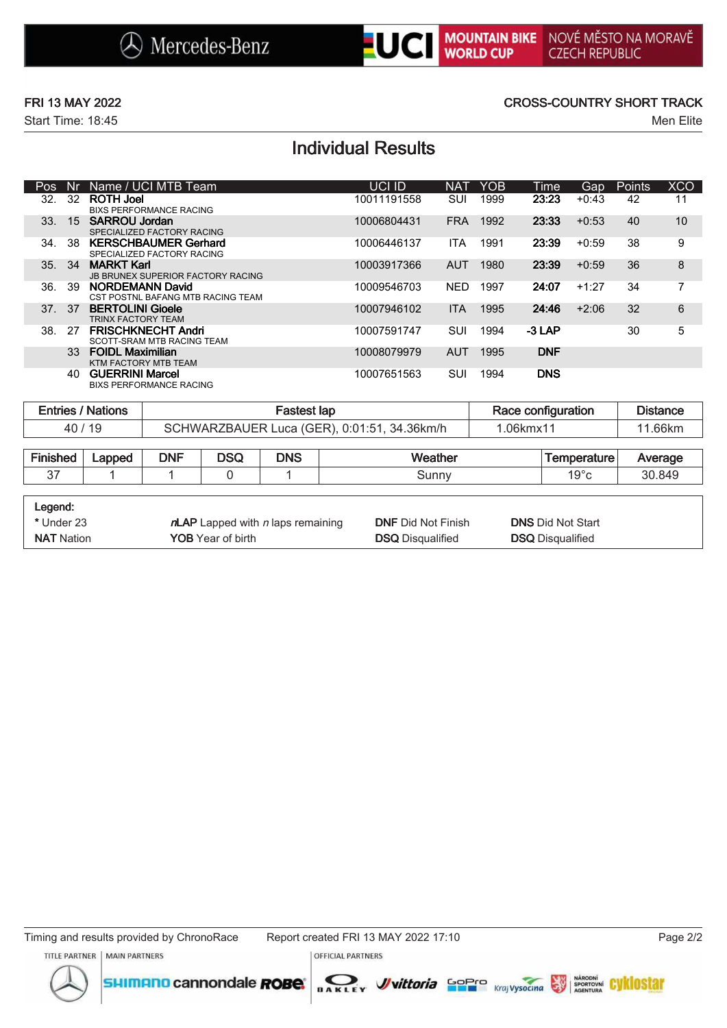FRI 13 MAY 2022
Start Time: 18:45

CROSS-COUNTRY SHORT TRACK
Men Elite

# Individual Results

| Pos | Nr | Name / UCI MTB Team | UCI ID | NAT | YOB | Time | Gap | Points | XCO |
|---|---|---|---|---|---|---|---|---|---|
| 32. | 32 | **ROTH Joel**<br>BIXS PERFORMANCE RACING | 10011191558 | SUI | 1999 | **23:23** | +0:43 | 42 | 11 |
| 33. | 15 | **SARROU Jordan**<br>SPECIALIZED FACTORY RACING | 10006804431 | FRA | 1992 | **23:33** | +0:53 | 40 | 10 |
| 34. | 38 | **KERSCHBAUMER Gerhard**<br>SPECIALIZED FACTORY RACING | 10006446137 | ITA | 1991 | **23:39** | +0:59 | 38 | 9 |
| 35. | 34 | **MARKT Karl**<br>JB BRUNEX SUPERIOR FACTORY RACING | 10003917366 | AUT | 1980 | **23:39** | +0:59 | 36 | 8 |
| 36. | 39 | **NORDEMANN David**<br>CST POSTNL BAFANG MTB RACING TEAM | 10009546703 | NED | 1997 | **24:07** | +1:27 | 34 | 7 |
| 37. | 37 | **BERTOLINI Gioele**<br>TRINX FACTORY TEAM | 10007946102 | ITA | 1995 | **24:46** | +2:06 | 32 | 6 |
| 38. | 27 | **FRISCHKNECHT Andri**<br>SCOTT-SRAM MTB RACING TEAM | 10007591747 | SUI | 1994 | **-3 LAP** | | 30 | 5 |
| | 33 | **FOIDL Maximilian**<br>KTM FACTORY MTB TEAM | 10008079979 | AUT | 1995 | **DNF** | | | |
| | 40 | **GUERRINI Marcel**<br>BIXS PERFORMANCE RACING | 10007651563 | SUI | 1994 | **DNS** | | | |

| Entries / Nations | Fastest lap | Race configuration | Distance |
|---|---|---|---|
| 40 / 19 | SCHWARZBAUER Luca (GER), 0:01:51, 34.36km/h | 1.06kmx11 | 11.66km |

| Finished | Lapped | DNF | DSQ | DNS | Weather | Temperature | Average |
|---|---|---|---|---|---|---|---|
| 37 | 1 | 1 | 0 | 1 | Sunny | 19°c | 30.849 |

**Legend:**

* Under 23 | *n*LAP Lapped with *n* laps remaining | **DNF** Did Not Finish | **DNS** Did Not Start
**NAT** Nation | **YOB** Year of birth | **DSQ** Disqualified | **DSQ** Disqualified

Timing and results provided by ChronoRace — Report created FRI 13 MAY 2022 17:10